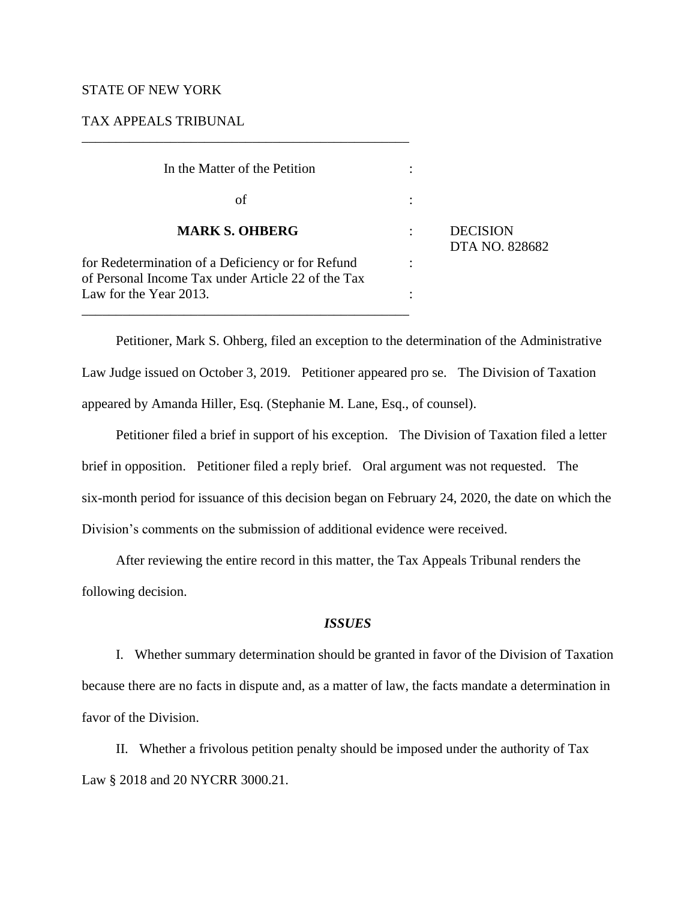STATE OF NEW YORK

TAX APPEALS TRIBUNAL

---

| | | |
|---|---|---|
| In the Matter of the Petition | : | |
| of | : | |
| **MARK S. OHBERG** | : | DECISION DTA NO. 828682 |
| for Redetermination of a Deficiency or for Refund of Personal Income Tax under Article 22 of the Tax Law for the Year 2013. | : | |

---

Petitioner, Mark S. Ohberg, filed an exception to the determination of the Administrative Law Judge issued on October 3, 2019. Petitioner appeared pro se. The Division of Taxation appeared by Amanda Hiller, Esq. (Stephanie M. Lane, Esq., of counsel).

Petitioner filed a brief in support of his exception. The Division of Taxation filed a letter brief in opposition. Petitioner filed a reply brief. Oral argument was not requested. The six-month period for issuance of this decision began on February 24, 2020, the date on which the Division's comments on the submission of additional evidence were received.

After reviewing the entire record in this matter, the Tax Appeals Tribunal renders the following decision.

## *ISSUES*

I. Whether summary determination should be granted in favor of the Division of Taxation because there are no facts in dispute and, as a matter of law, the facts mandate a determination in favor of the Division.

II. Whether a frivolous petition penalty should be imposed under the authority of Tax Law § 2018 and 20 NYCRR 3000.21.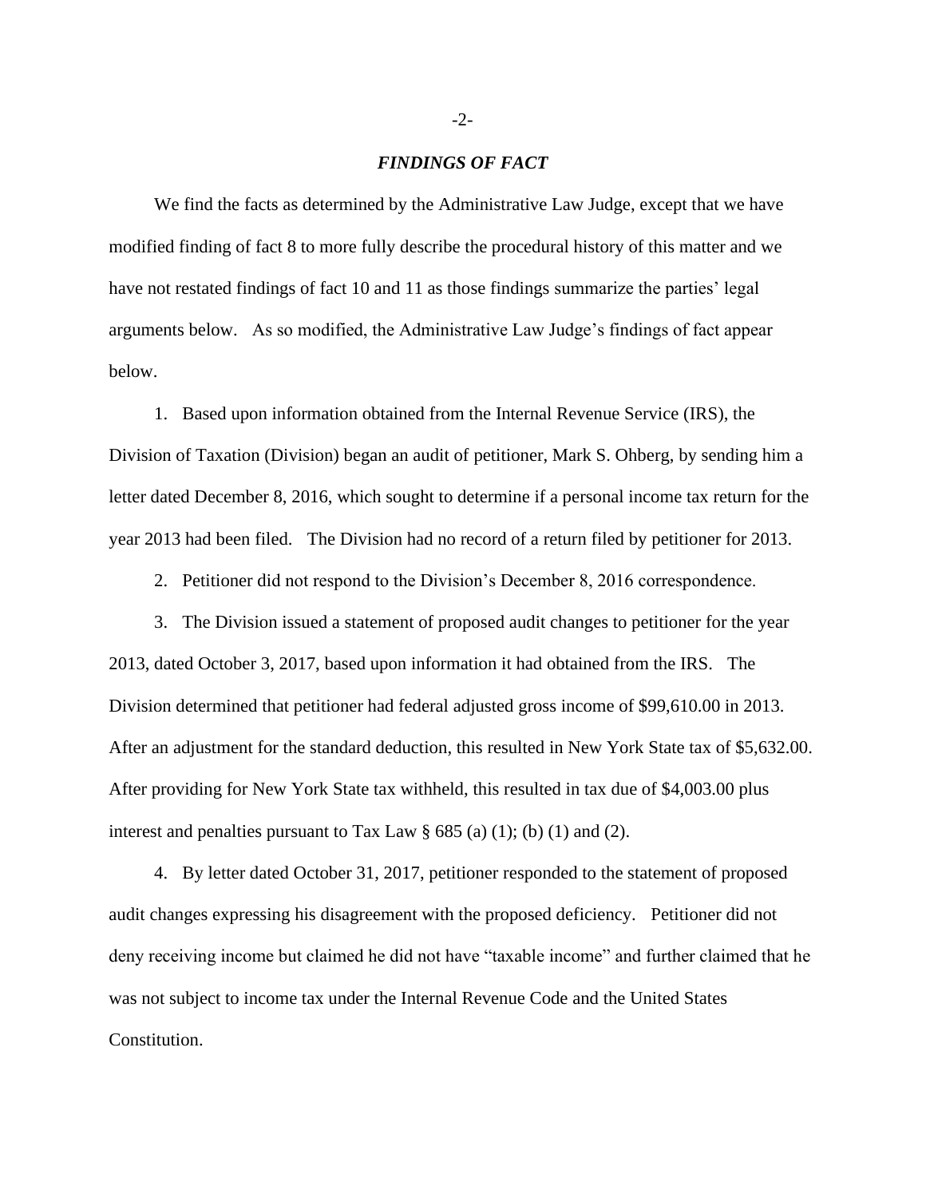## *FINDINGS OF FACT*

We find the facts as determined by the Administrative Law Judge, except that we have modified finding of fact 8 to more fully describe the procedural history of this matter and we have not restated findings of fact 10 and 11 as those findings summarize the parties' legal arguments below. As so modified, the Administrative Law Judge's findings of fact appear below.

1. Based upon information obtained from the Internal Revenue Service (IRS), the Division of Taxation (Division) began an audit of petitioner, Mark S. Ohberg, by sending him a letter dated December 8, 2016, which sought to determine if a personal income tax return for the year 2013 had been filed. The Division had no record of a return filed by petitioner for 2013.

2. Petitioner did not respond to the Division's December 8, 2016 correspondence.

3. The Division issued a statement of proposed audit changes to petitioner for the year 2013, dated October 3, 2017, based upon information it had obtained from the IRS. The Division determined that petitioner had federal adjusted gross income of $99,610.00 in 2013. After an adjustment for the standard deduction, this resulted in New York State tax of $5,632.00. After providing for New York State tax withheld, this resulted in tax due of $4,003.00 plus interest and penalties pursuant to Tax Law § 685 (a) (1); (b) (1) and (2).

4. By letter dated October 31, 2017, petitioner responded to the statement of proposed audit changes expressing his disagreement with the proposed deficiency. Petitioner did not deny receiving income but claimed he did not have "taxable income" and further claimed that he was not subject to income tax under the Internal Revenue Code and the United States Constitution.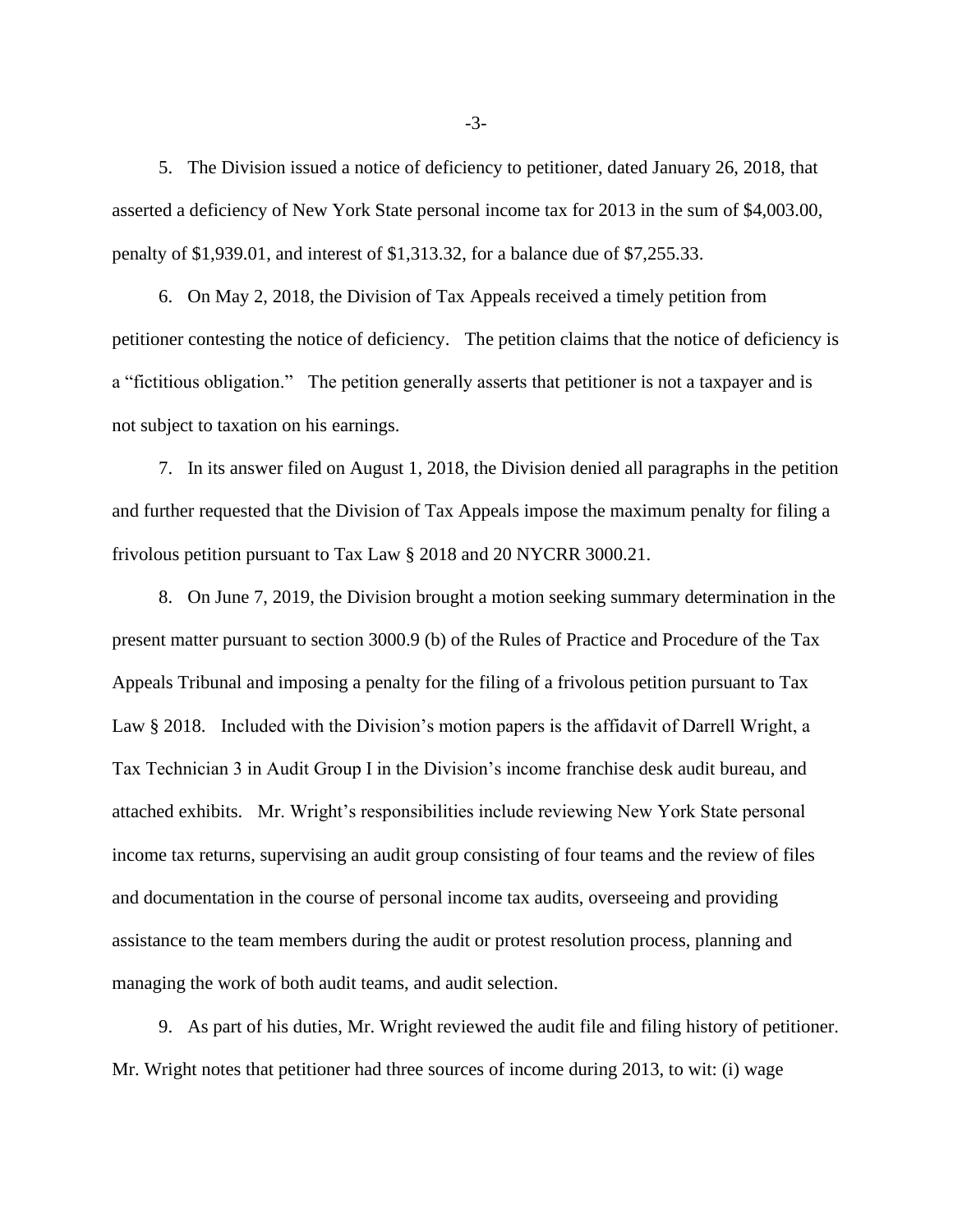5. The Division issued a notice of deficiency to petitioner, dated January 26, 2018, that asserted a deficiency of New York State personal income tax for 2013 in the sum of $4,003.00, penalty of $1,939.01, and interest of $1,313.32, for a balance due of $7,255.33.

6. On May 2, 2018, the Division of Tax Appeals received a timely petition from petitioner contesting the notice of deficiency. The petition claims that the notice of deficiency is a "fictitious obligation." The petition generally asserts that petitioner is not a taxpayer and is not subject to taxation on his earnings.

7. In its answer filed on August 1, 2018, the Division denied all paragraphs in the petition and further requested that the Division of Tax Appeals impose the maximum penalty for filing a frivolous petition pursuant to Tax Law § 2018 and 20 NYCRR 3000.21.

8. On June 7, 2019, the Division brought a motion seeking summary determination in the present matter pursuant to section 3000.9 (b) of the Rules of Practice and Procedure of the Tax Appeals Tribunal and imposing a penalty for the filing of a frivolous petition pursuant to Tax Law § 2018. Included with the Division's motion papers is the affidavit of Darrell Wright, a Tax Technician 3 in Audit Group I in the Division's income franchise desk audit bureau, and attached exhibits. Mr. Wright's responsibilities include reviewing New York State personal income tax returns, supervising an audit group consisting of four teams and the review of files and documentation in the course of personal income tax audits, overseeing and providing assistance to the team members during the audit or protest resolution process, planning and managing the work of both audit teams, and audit selection.

9. As part of his duties, Mr. Wright reviewed the audit file and filing history of petitioner. Mr. Wright notes that petitioner had three sources of income during 2013, to wit: (i) wage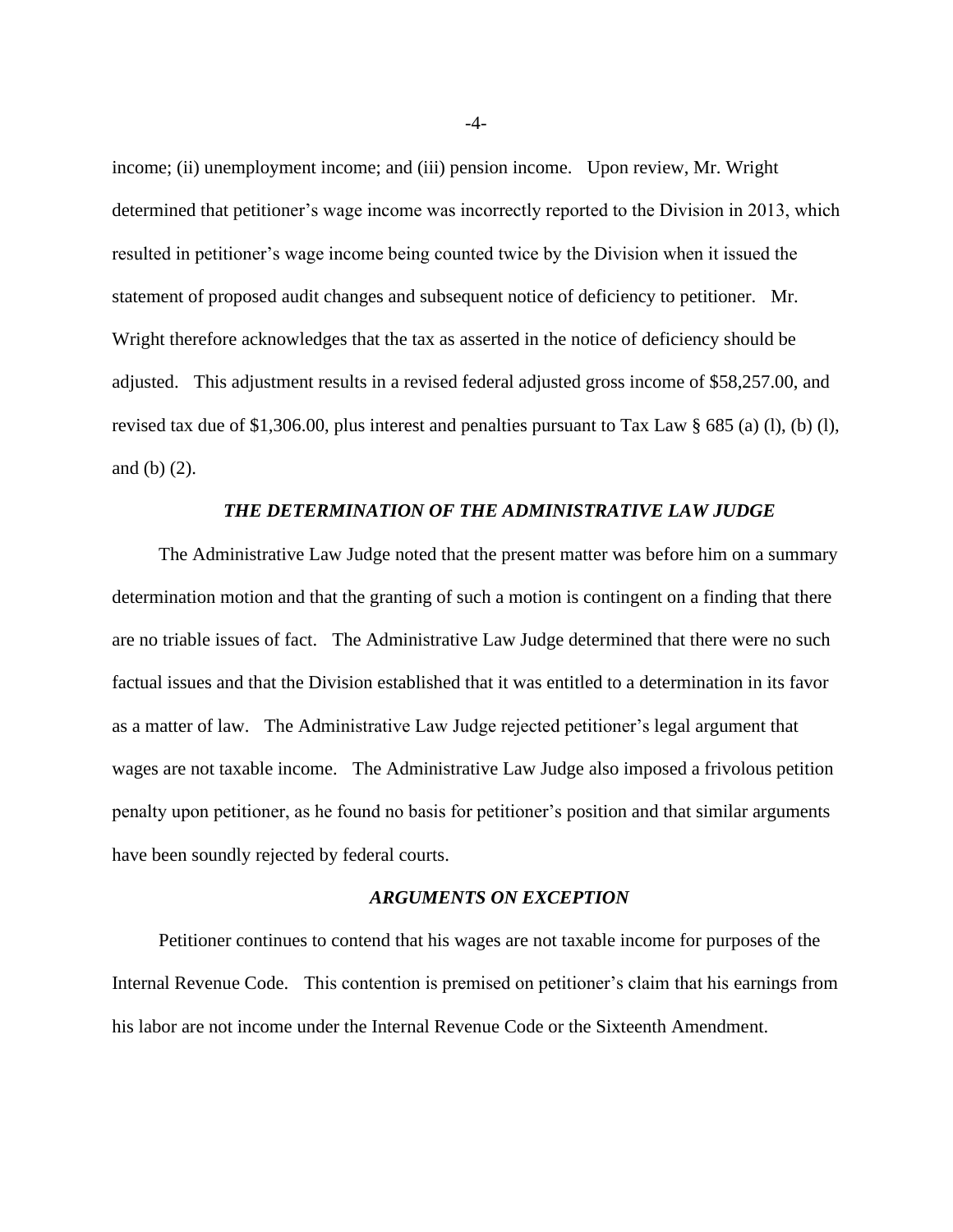income; (ii) unemployment income; and (iii) pension income. Upon review, Mr. Wright determined that petitioner's wage income was incorrectly reported to the Division in 2013, which resulted in petitioner's wage income being counted twice by the Division when it issued the statement of proposed audit changes and subsequent notice of deficiency to petitioner. Mr. Wright therefore acknowledges that the tax as asserted in the notice of deficiency should be adjusted. This adjustment results in a revised federal adjusted gross income of $58,257.00, and revised tax due of $1,306.00, plus interest and penalties pursuant to Tax Law § 685 (a) (l), (b) (l), and (b) (2).

### *THE DETERMINATION OF THE ADMINISTRATIVE LAW JUDGE*

The Administrative Law Judge noted that the present matter was before him on a summary determination motion and that the granting of such a motion is contingent on a finding that there are no triable issues of fact. The Administrative Law Judge determined that there were no such factual issues and that the Division established that it was entitled to a determination in its favor as a matter of law. The Administrative Law Judge rejected petitioner's legal argument that wages are not taxable income. The Administrative Law Judge also imposed a frivolous petition penalty upon petitioner, as he found no basis for petitioner's position and that similar arguments have been soundly rejected by federal courts.

### *ARGUMENTS ON EXCEPTION*

Petitioner continues to contend that his wages are not taxable income for purposes of the Internal Revenue Code. This contention is premised on petitioner's claim that his earnings from his labor are not income under the Internal Revenue Code or the Sixteenth Amendment.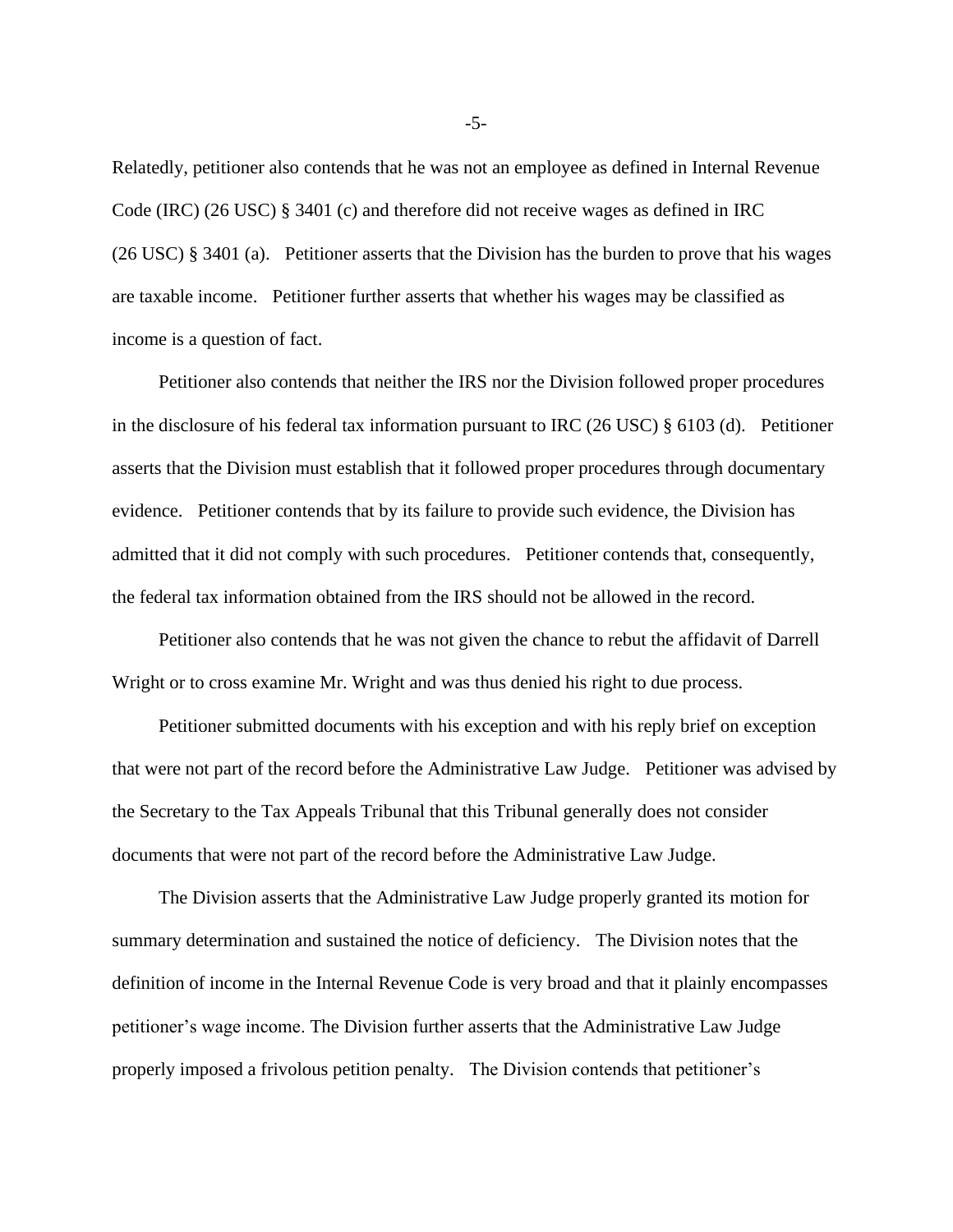Relatedly, petitioner also contends that he was not an employee as defined in Internal Revenue Code (IRC) (26 USC) § 3401 (c) and therefore did not receive wages as defined in IRC (26 USC) § 3401 (a). Petitioner asserts that the Division has the burden to prove that his wages are taxable income. Petitioner further asserts that whether his wages may be classified as income is a question of fact.

Petitioner also contends that neither the IRS nor the Division followed proper procedures in the disclosure of his federal tax information pursuant to IRC (26 USC) § 6103 (d). Petitioner asserts that the Division must establish that it followed proper procedures through documentary evidence. Petitioner contends that by its failure to provide such evidence, the Division has admitted that it did not comply with such procedures. Petitioner contends that, consequently, the federal tax information obtained from the IRS should not be allowed in the record.

Petitioner also contends that he was not given the chance to rebut the affidavit of Darrell Wright or to cross examine Mr. Wright and was thus denied his right to due process.

Petitioner submitted documents with his exception and with his reply brief on exception that were not part of the record before the Administrative Law Judge. Petitioner was advised by the Secretary to the Tax Appeals Tribunal that this Tribunal generally does not consider documents that were not part of the record before the Administrative Law Judge.

The Division asserts that the Administrative Law Judge properly granted its motion for summary determination and sustained the notice of deficiency. The Division notes that the definition of income in the Internal Revenue Code is very broad and that it plainly encompasses petitioner's wage income. The Division further asserts that the Administrative Law Judge properly imposed a frivolous petition penalty. The Division contends that petitioner's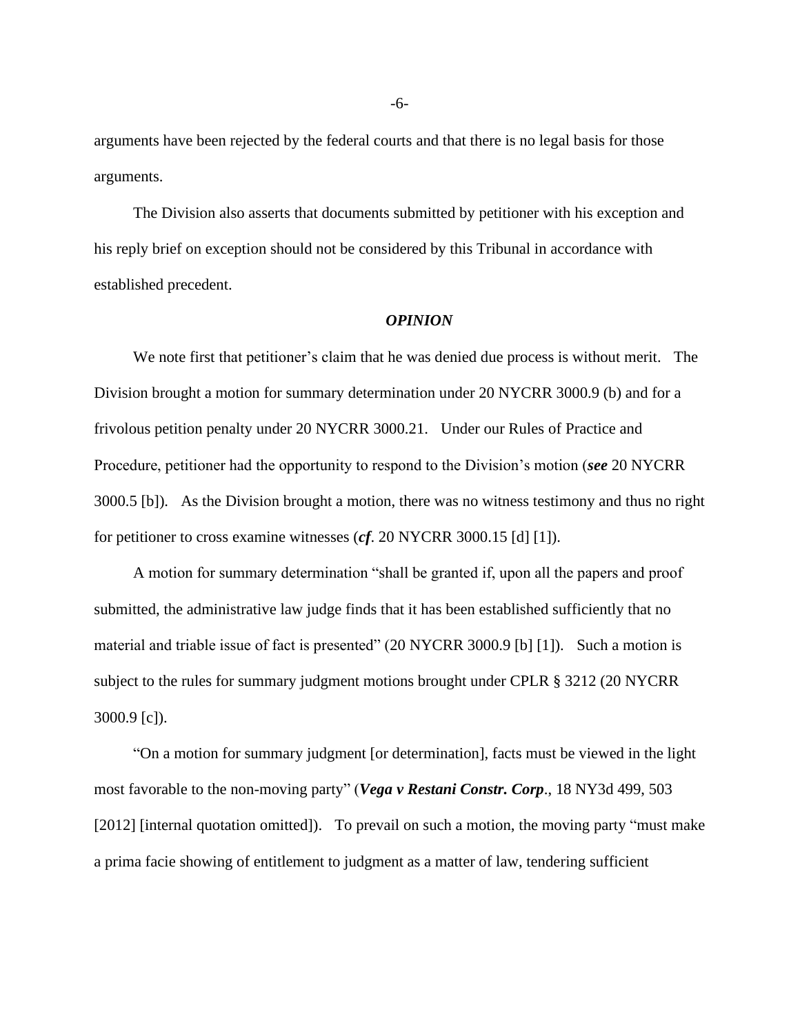arguments have been rejected by the federal courts and that there is no legal basis for those arguments.

The Division also asserts that documents submitted by petitioner with his exception and his reply brief on exception should not be considered by this Tribunal in accordance with established precedent.

### *OPINION*

We note first that petitioner's claim that he was denied due process is without merit. The Division brought a motion for summary determination under 20 NYCRR 3000.9 (b) and for a frivolous petition penalty under 20 NYCRR 3000.21. Under our Rules of Practice and Procedure, petitioner had the opportunity to respond to the Division's motion (***see*** 20 NYCRR 3000.5 [b]). As the Division brought a motion, there was no witness testimony and thus no right for petitioner to cross examine witnesses (***cf***. 20 NYCRR 3000.15 [d] [1]).

A motion for summary determination "shall be granted if, upon all the papers and proof submitted, the administrative law judge finds that it has been established sufficiently that no material and triable issue of fact is presented" (20 NYCRR 3000.9 [b] [1]). Such a motion is subject to the rules for summary judgment motions brought under CPLR § 3212 (20 NYCRR 3000.9 [c]).

"On a motion for summary judgment [or determination], facts must be viewed in the light most favorable to the non-moving party" (***Vega v Restani Constr. Corp***., 18 NY3d 499, 503 [2012] [internal quotation omitted]). To prevail on such a motion, the moving party "must make a prima facie showing of entitlement to judgment as a matter of law, tendering sufficient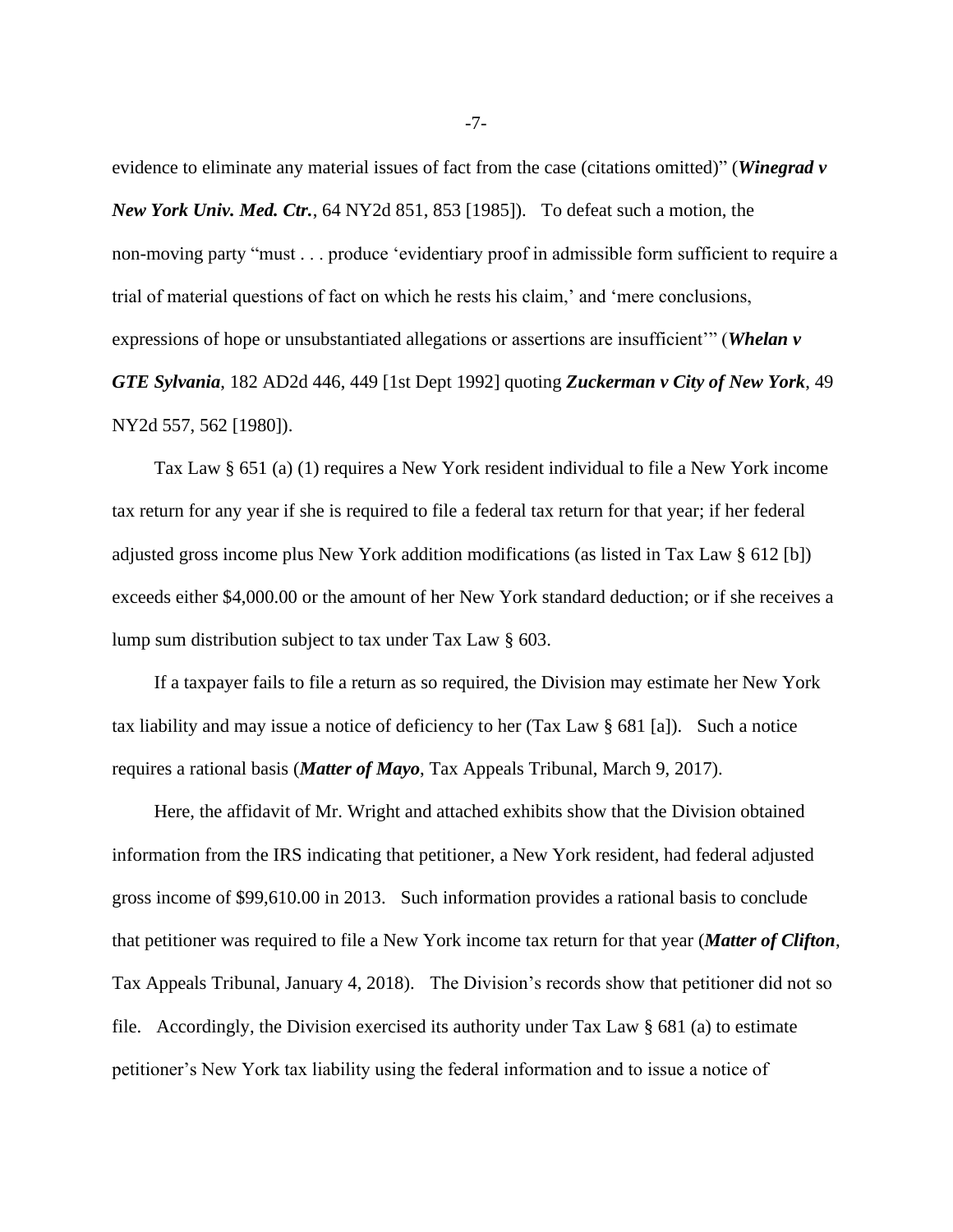evidence to eliminate any material issues of fact from the case (citations omitted)" (***Winegrad v New York Univ. Med. Ctr.***, 64 NY2d 851, 853 [1985]). To defeat such a motion, the non-moving party "must . . . produce 'evidentiary proof in admissible form sufficient to require a trial of material questions of fact on which he rests his claim,' and 'mere conclusions, expressions of hope or unsubstantiated allegations or assertions are insufficient'" (***Whelan v GTE Sylvania***, 182 AD2d 446, 449 [1st Dept 1992] quoting ***Zuckerman v City of New York***, 49 NY2d 557, 562 [1980]).

Tax Law § 651 (a) (1) requires a New York resident individual to file a New York income tax return for any year if she is required to file a federal tax return for that year; if her federal adjusted gross income plus New York addition modifications (as listed in Tax Law § 612 [b]) exceeds either $4,000.00 or the amount of her New York standard deduction; or if she receives a lump sum distribution subject to tax under Tax Law § 603.

If a taxpayer fails to file a return as so required, the Division may estimate her New York tax liability and may issue a notice of deficiency to her (Tax Law § 681 [a]). Such a notice requires a rational basis (***Matter of Mayo***, Tax Appeals Tribunal, March 9, 2017).

Here, the affidavit of Mr. Wright and attached exhibits show that the Division obtained information from the IRS indicating that petitioner, a New York resident, had federal adjusted gross income of $99,610.00 in 2013. Such information provides a rational basis to conclude that petitioner was required to file a New York income tax return for that year (***Matter of Clifton***, Tax Appeals Tribunal, January 4, 2018). The Division's records show that petitioner did not so file. Accordingly, the Division exercised its authority under Tax Law § 681 (a) to estimate petitioner's New York tax liability using the federal information and to issue a notice of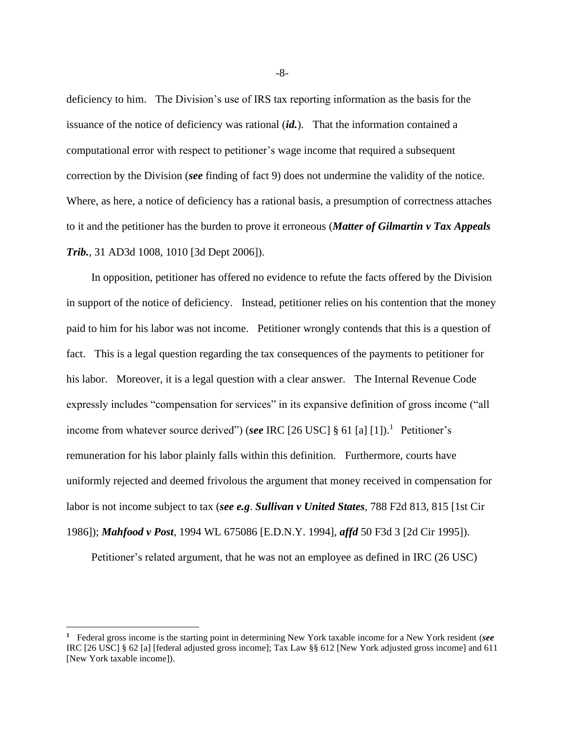deficiency to him. The Division's use of IRS tax reporting information as the basis for the issuance of the notice of deficiency was rational (***id.***). That the information contained a computational error with respect to petitioner's wage income that required a subsequent correction by the Division (***see*** finding of fact 9) does not undermine the validity of the notice. Where, as here, a notice of deficiency has a rational basis, a presumption of correctness attaches to it and the petitioner has the burden to prove it erroneous (***Matter of Gilmartin v Tax Appeals Trib.***, 31 AD3d 1008, 1010 [3d Dept 2006]).

In opposition, petitioner has offered no evidence to refute the facts offered by the Division in support of the notice of deficiency. Instead, petitioner relies on his contention that the money paid to him for his labor was not income. Petitioner wrongly contends that this is a question of fact. This is a legal question regarding the tax consequences of the payments to petitioner for his labor. Moreover, it is a legal question with a clear answer. The Internal Revenue Code expressly includes "compensation for services" in its expansive definition of gross income ("all income from whatever source derived") (***see*** IRC [26 USC] § 61 [a] [1]).[1] Petitioner's remuneration for his labor plainly falls within this definition. Furthermore, courts have uniformly rejected and deemed frivolous the argument that money received in compensation for labor is not income subject to tax (***see e.g***. ***Sullivan v United States***, 788 F2d 813, 815 [1st Cir 1986]); ***Mahfood v Post***, 1994 WL 675086 [E.D.N.Y. 1994], ***affd*** 50 F3d 3 [2d Cir 1995]).

Petitioner's related argument, that he was not an employee as defined in IRC (26 USC)

---

[1] Federal gross income is the starting point in determining New York taxable income for a New York resident (***see*** IRC [26 USC] § 62 [a] [federal adjusted gross income]; Tax Law §§ 612 [New York adjusted gross income] and 611 [New York taxable income]).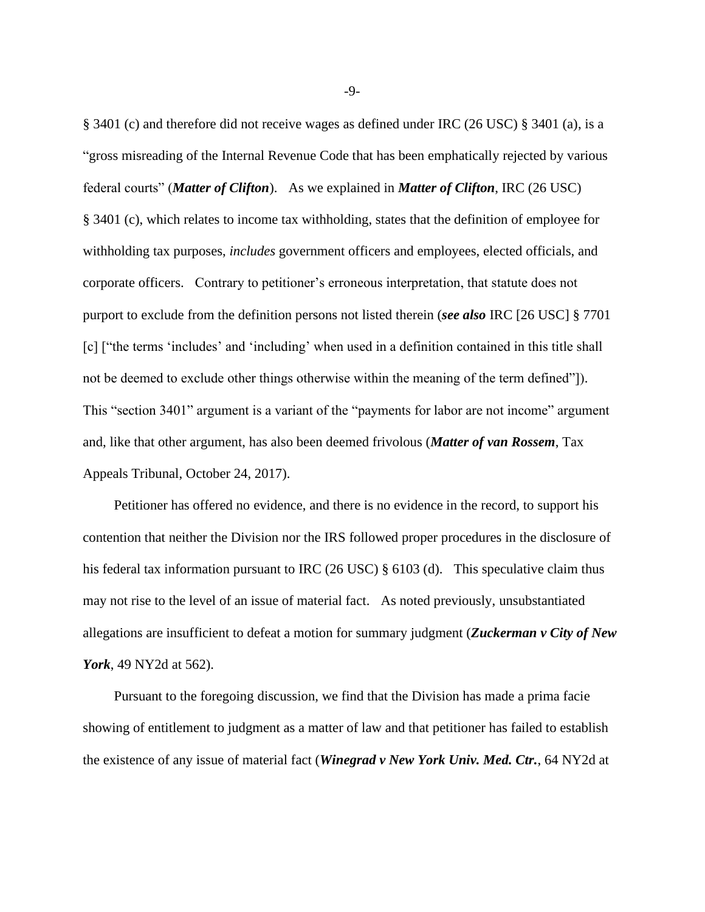§ 3401 (c) and therefore did not receive wages as defined under IRC (26 USC) § 3401 (a), is a "gross misreading of the Internal Revenue Code that has been emphatically rejected by various federal courts" (***Matter of Clifton***). As we explained in ***Matter of Clifton***, IRC (26 USC) § 3401 (c), which relates to income tax withholding, states that the definition of employee for withholding tax purposes, *includes* government officers and employees, elected officials, and corporate officers. Contrary to petitioner's erroneous interpretation, that statute does not purport to exclude from the definition persons not listed therein (***see also*** IRC [26 USC] § 7701 [c] ["the terms 'includes' and 'including' when used in a definition contained in this title shall not be deemed to exclude other things otherwise within the meaning of the term defined"]). This "section 3401" argument is a variant of the "payments for labor are not income" argument and, like that other argument, has also been deemed frivolous (***Matter of van Rossem***, Tax Appeals Tribunal, October 24, 2017).

Petitioner has offered no evidence, and there is no evidence in the record, to support his contention that neither the Division nor the IRS followed proper procedures in the disclosure of his federal tax information pursuant to IRC (26 USC) § 6103 (d). This speculative claim thus may not rise to the level of an issue of material fact. As noted previously, unsubstantiated allegations are insufficient to defeat a motion for summary judgment (***Zuckerman v City of New York***, 49 NY2d at 562).

Pursuant to the foregoing discussion, we find that the Division has made a prima facie showing of entitlement to judgment as a matter of law and that petitioner has failed to establish the existence of any issue of material fact (***Winegrad v New York Univ. Med. Ctr.***, 64 NY2d at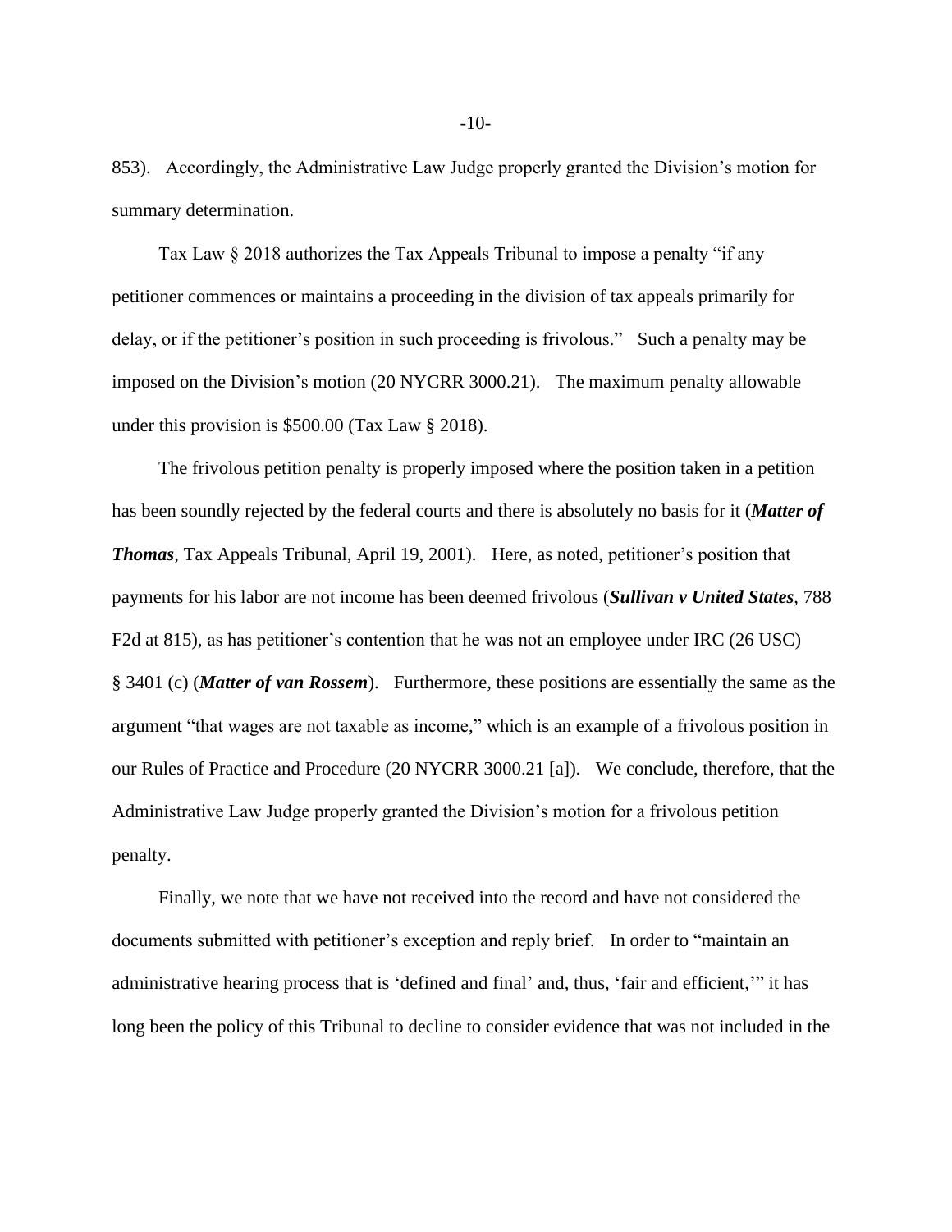853). Accordingly, the Administrative Law Judge properly granted the Division's motion for summary determination.

Tax Law § 2018 authorizes the Tax Appeals Tribunal to impose a penalty "if any petitioner commences or maintains a proceeding in the division of tax appeals primarily for delay, or if the petitioner's position in such proceeding is frivolous." Such a penalty may be imposed on the Division's motion (20 NYCRR 3000.21). The maximum penalty allowable under this provision is $500.00 (Tax Law § 2018).

The frivolous petition penalty is properly imposed where the position taken in a petition has been soundly rejected by the federal courts and there is absolutely no basis for it (***Matter of Thomas***, Tax Appeals Tribunal, April 19, 2001). Here, as noted, petitioner's position that payments for his labor are not income has been deemed frivolous (***Sullivan v United States***, 788 F2d at 815), as has petitioner's contention that he was not an employee under IRC (26 USC) § 3401 (c) (***Matter of van Rossem***). Furthermore, these positions are essentially the same as the argument "that wages are not taxable as income," which is an example of a frivolous position in our Rules of Practice and Procedure (20 NYCRR 3000.21 [a]). We conclude, therefore, that the Administrative Law Judge properly granted the Division's motion for a frivolous petition penalty.

Finally, we note that we have not received into the record and have not considered the documents submitted with petitioner's exception and reply brief. In order to "maintain an administrative hearing process that is 'defined and final' and, thus, 'fair and efficient,'" it has long been the policy of this Tribunal to decline to consider evidence that was not included in the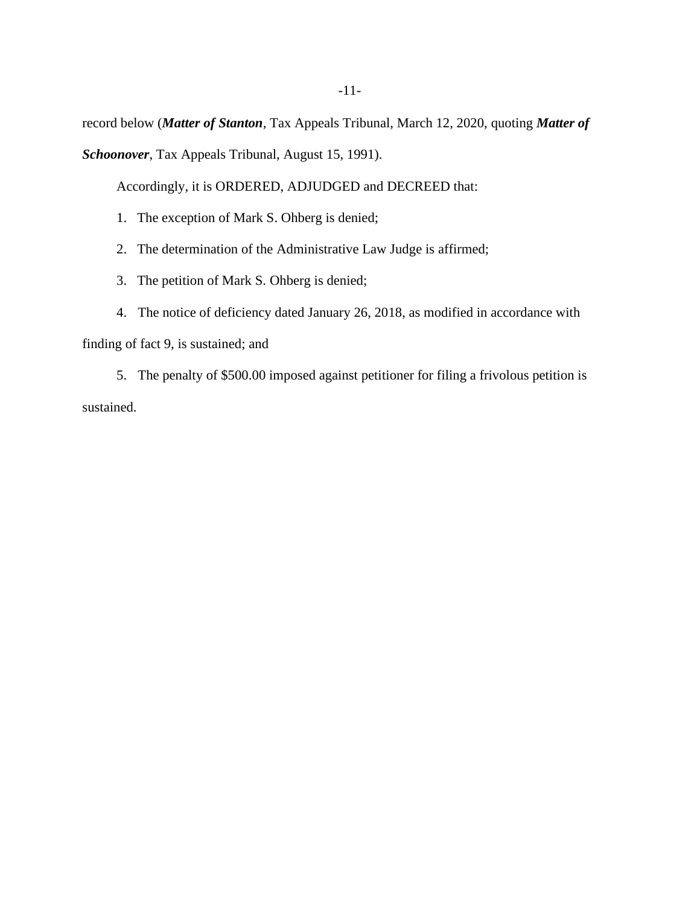record below (***Matter of Stanton***, Tax Appeals Tribunal, March 12, 2020, quoting ***Matter of Schoonover***, Tax Appeals Tribunal, August 15, 1991).

Accordingly, it is ORDERED, ADJUDGED and DECREED that:

1. The exception of Mark S. Ohberg is denied;

2. The determination of the Administrative Law Judge is affirmed;

3. The petition of Mark S. Ohberg is denied;

4. The notice of deficiency dated January 26, 2018, as modified in accordance with finding of fact 9, is sustained; and

5. The penalty of $500.00 imposed against petitioner for filing a frivolous petition is sustained.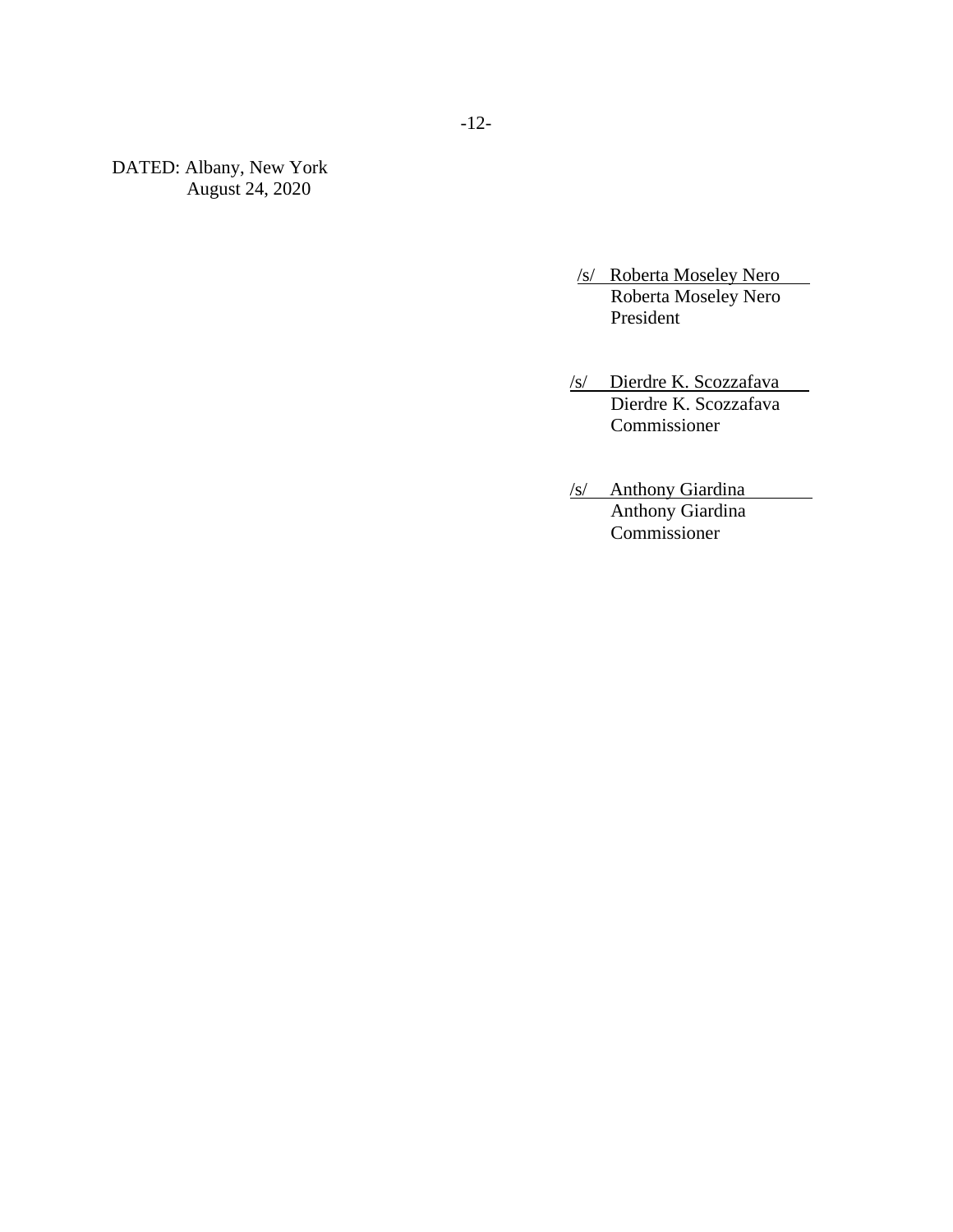DATED: Albany, New York
August 24, 2020

/s/ Roberta Moseley Nero
Roberta Moseley Nero
President

/s/ Dierdre K. Scozzafava
Dierdre K. Scozzafava
Commissioner

/s/ Anthony Giardina
Anthony Giardina
Commissioner